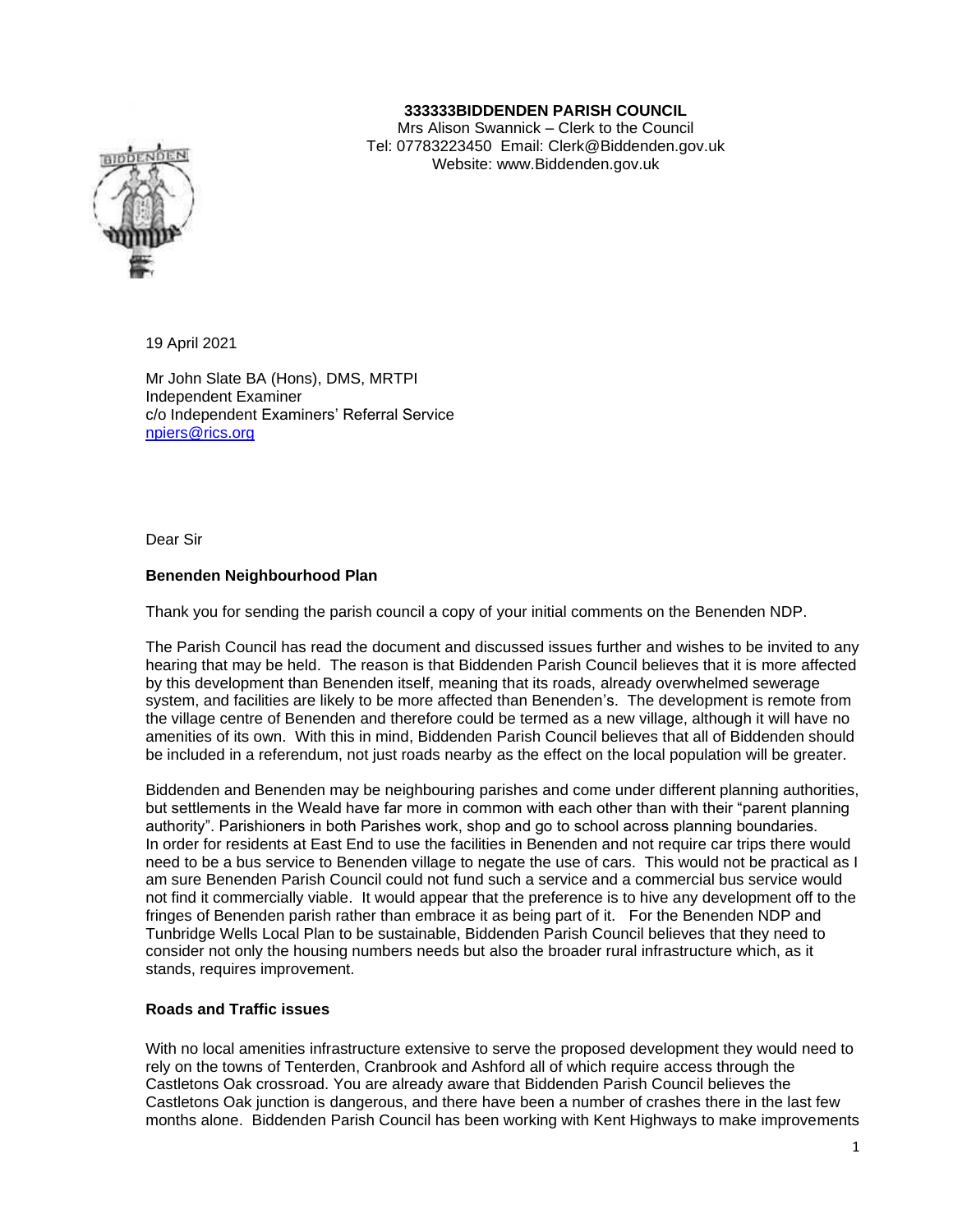**333333BIDDENDEN PARISH COUNCIL**
Mrs Alison Swannick – Clerk to the Council
Tel: 07783223450 Email: Clerk@Biddenden.gov.uk
Website: www.Biddenden.gov.uk

19 April 2021

Mr John Slate BA (Hons), DMS, MRTPI
Independent Examiner
c/o Independent Examiners' Referral Service
npiers@rics.org

Dear Sir

**Benenden Neighbourhood Plan**

Thank you for sending the parish council a copy of your initial comments on the Benenden NDP.

The Parish Council has read the document and discussed issues further and wishes to be invited to any hearing that may be held. The reason is that Biddenden Parish Council believes that it is more affected by this development than Benenden itself, meaning that its roads, already overwhelmed sewerage system, and facilities are likely to be more affected than Benenden's. The development is remote from the village centre of Benenden and therefore could be termed as a new village, although it will have no amenities of its own. With this in mind, Biddenden Parish Council believes that all of Biddenden should be included in a referendum, not just roads nearby as the effect on the local population will be greater.

Biddenden and Benenden may be neighbouring parishes and come under different planning authorities, but settlements in the Weald have far more in common with each other than with their "parent planning authority". Parishioners in both Parishes work, shop and go to school across planning boundaries. In order for residents at East End to use the facilities in Benenden and not require car trips there would need to be a bus service to Benenden village to negate the use of cars. This would not be practical as I am sure Benenden Parish Council could not fund such a service and a commercial bus service would not find it commercially viable. It would appear that the preference is to hive any development off to the fringes of Benenden parish rather than embrace it as being part of it. For the Benenden NDP and Tunbridge Wells Local Plan to be sustainable, Biddenden Parish Council believes that they need to consider not only the housing numbers needs but also the broader rural infrastructure which, as it stands, requires improvement.

**Roads and Traffic issues**

With no local amenities infrastructure extensive to serve the proposed development they would need to rely on the towns of Tenterden, Cranbrook and Ashford all of which require access through the Castletons Oak crossroad. You are already aware that Biddenden Parish Council believes the Castletons Oak junction is dangerous, and there have been a number of crashes there in the last few months alone. Biddenden Parish Council has been working with Kent Highways to make improvements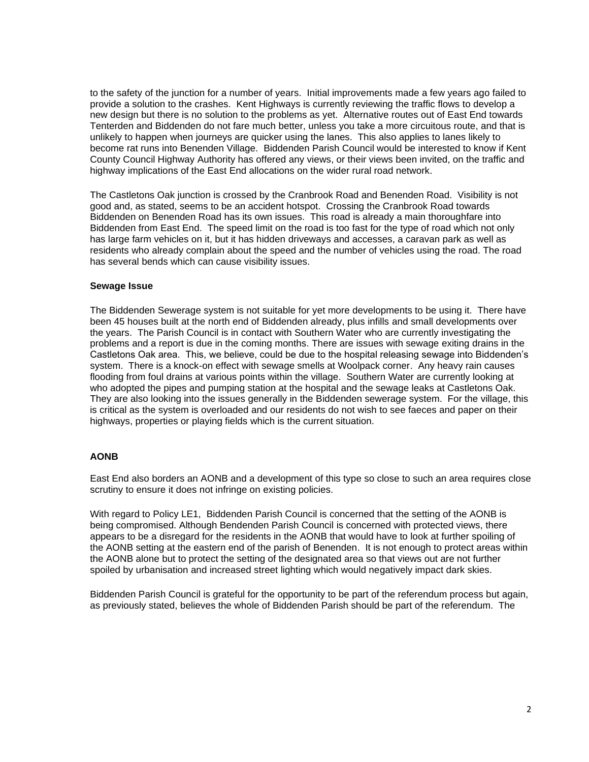to the safety of the junction for a number of years. Initial improvements made a few years ago failed to provide a solution to the crashes. Kent Highways is currently reviewing the traffic flows to develop a new design but there is no solution to the problems as yet. Alternative routes out of East End towards Tenterden and Biddenden do not fare much better, unless you take a more circuitous route, and that is unlikely to happen when journeys are quicker using the lanes. This also applies to lanes likely to become rat runs into Benenden Village. Biddenden Parish Council would be interested to know if Kent County Council Highway Authority has offered any views, or their views been invited, on the traffic and highway implications of the East End allocations on the wider rural road network.

The Castletons Oak junction is crossed by the Cranbrook Road and Benenden Road. Visibility is not good and, as stated, seems to be an accident hotspot. Crossing the Cranbrook Road towards Biddenden on Benenden Road has its own issues. This road is already a main thoroughfare into Biddenden from East End. The speed limit on the road is too fast for the type of road which not only has large farm vehicles on it, but it has hidden driveways and accesses, a caravan park as well as residents who already complain about the speed and the number of vehicles using the road. The road has several bends which can cause visibility issues.

**Sewage Issue**

The Biddenden Sewerage system is not suitable for yet more developments to be using it. There have been 45 houses built at the north end of Biddenden already, plus infills and small developments over the years. The Parish Council is in contact with Southern Water who are currently investigating the problems and a report is due in the coming months. There are issues with sewage exiting drains in the Castletons Oak area. This, we believe, could be due to the hospital releasing sewage into Biddenden's system. There is a knock-on effect with sewage smells at Woolpack corner. Any heavy rain causes flooding from foul drains at various points within the village. Southern Water are currently looking at who adopted the pipes and pumping station at the hospital and the sewage leaks at Castletons Oak. They are also looking into the issues generally in the Biddenden sewerage system. For the village, this is critical as the system is overloaded and our residents do not wish to see faeces and paper on their highways, properties or playing fields which is the current situation.

**AONB**

East End also borders an AONB and a development of this type so close to such an area requires close scrutiny to ensure it does not infringe on existing policies.

With regard to Policy LE1, Biddenden Parish Council is concerned that the setting of the AONB is being compromised. Although Bendenden Parish Council is concerned with protected views, there appears to be a disregard for the residents in the AONB that would have to look at further spoiling of the AONB setting at the eastern end of the parish of Benenden. It is not enough to protect areas within the AONB alone but to protect the setting of the designated area so that views out are not further spoiled by urbanisation and increased street lighting which would negatively impact dark skies.

Biddenden Parish Council is grateful for the opportunity to be part of the referendum process but again, as previously stated, believes the whole of Biddenden Parish should be part of the referendum. The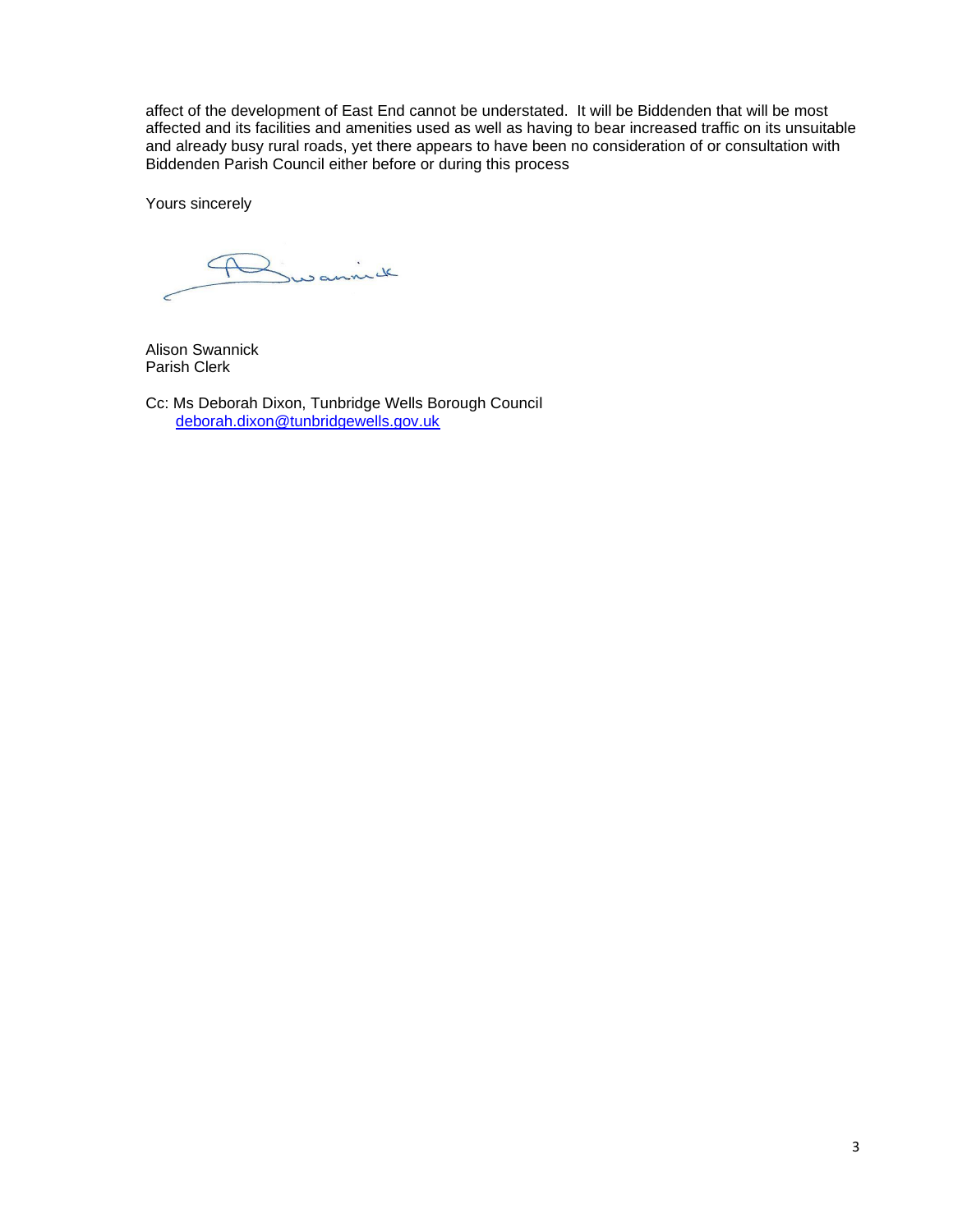affect of the development of East End cannot be understated. It will be Biddenden that will be most affected and its facilities and amenities used as well as having to bear increased traffic on its unsuitable and already busy rural roads, yet there appears to have been no consideration of or consultation with Biddenden Parish Council either before or during this process

Yours sincerely

Alison Swannick
Parish Clerk

Cc: Ms Deborah Dixon, Tunbridge Wells Borough Council
deborah.dixon@tunbridgewells.gov.uk